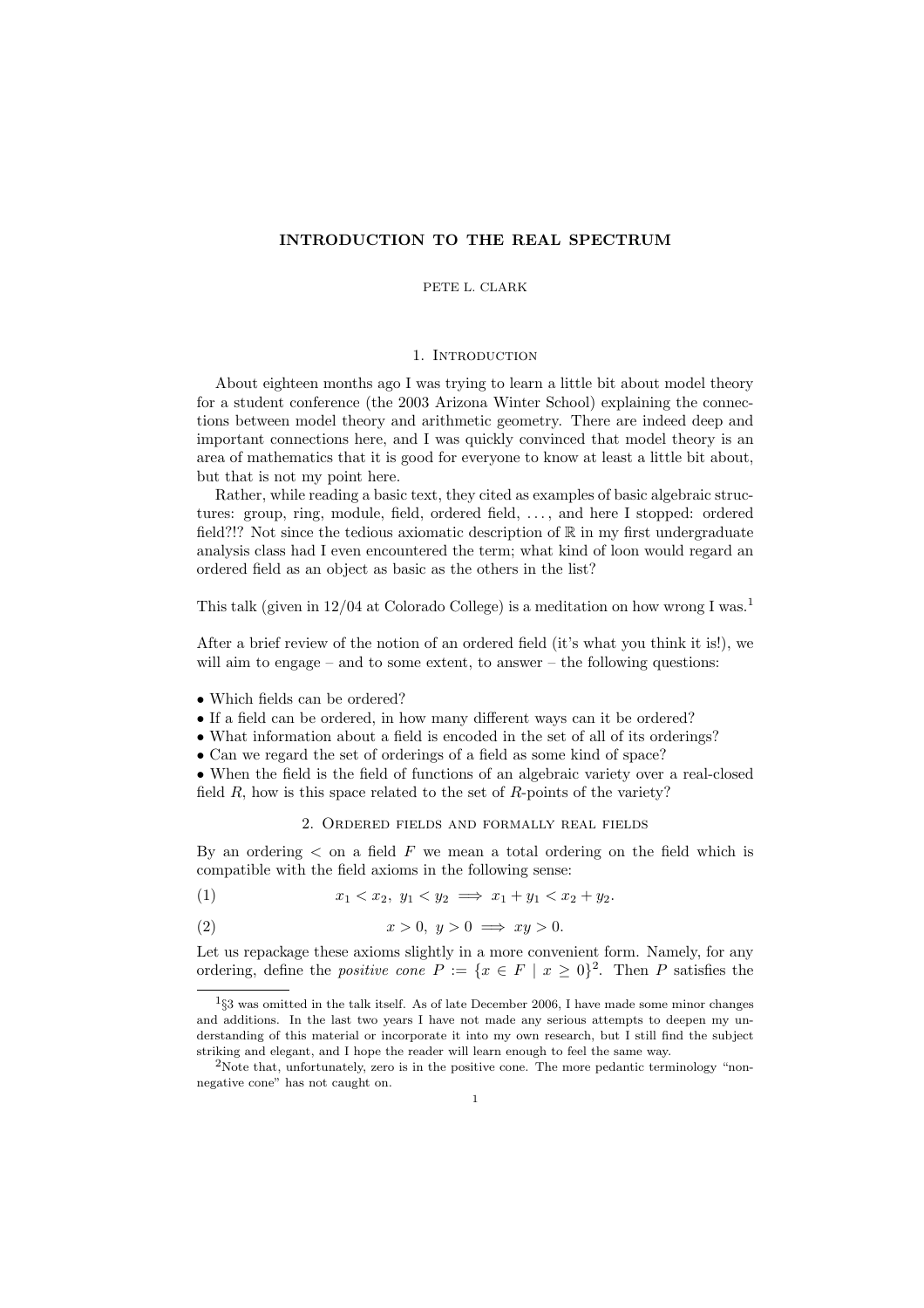# INTRODUCTION TO THE REAL SPECTRUM

PETE L. CLARK

## 1. Introduction

About eighteen months ago I was trying to learn a little bit about model theory for a student conference (the 2003 Arizona Winter School) explaining the connections between model theory and arithmetic geometry. There are indeed deep and important connections here, and I was quickly convinced that model theory is an area of mathematics that it is good for everyone to know at least a little bit about, but that is not my point here.

Rather, while reading a basic text, they cited as examples of basic algebraic structures: group, ring, module, field, ordered field, . . . , and here I stopped: ordered field?!? Not since the tedious axiomatic description of $\mathbb{R}$ in my first undergraduate analysis class had I even encountered the term; what kind of loon would regard an ordered field as an object as basic as the others in the list?

This talk (given in 12/04 at Colorado College) is a meditation on how wrong I was.[1]

After a brief review of the notion of an ordered field (it's what you think it is!), we will aim to engage – and to some extent, to answer – the following questions:

- Which fields can be ordered?
- If a field can be ordered, in how many different ways can it be ordered?
- What information about a field is encoded in the set of all of its orderings?
- Can we regard the set of orderings of a field as some kind of space?
- When the field is the field of functions of an algebraic variety over a real-closed field $R$, how is this space related to the set of $R$-points of the variety?

## 2. Ordered fields and formally real fields

By an ordering $<$ on a field $F$ we mean a total ordering on the field which is compatible with the field axioms in the following sense:

$$x_1 < x_2,\ y_1 < y_2 \implies x_1 + y_1 < x_2 + y_2. \tag{1}$$

$$x > 0,\ y > 0 \implies xy > 0. \tag{2}$$

Let us repackage these axioms slightly in a more convenient form. Namely, for any ordering, define the *positive cone* $P := \{x \in F \mid x \geq 0\}$[2]. Then $P$ satisfies the

---

[1] §3 was omitted in the talk itself. As of late December 2006, I have made some minor changes and additions. In the last two years I have not made any serious attempts to deepen my understanding of this material or incorporate it into my own research, but I still find the subject striking and elegant, and I hope the reader will learn enough to feel the same way.

[2] Note that, unfortunately, zero is in the positive cone. The more pedantic terminology "nonnegative cone" has not caught on.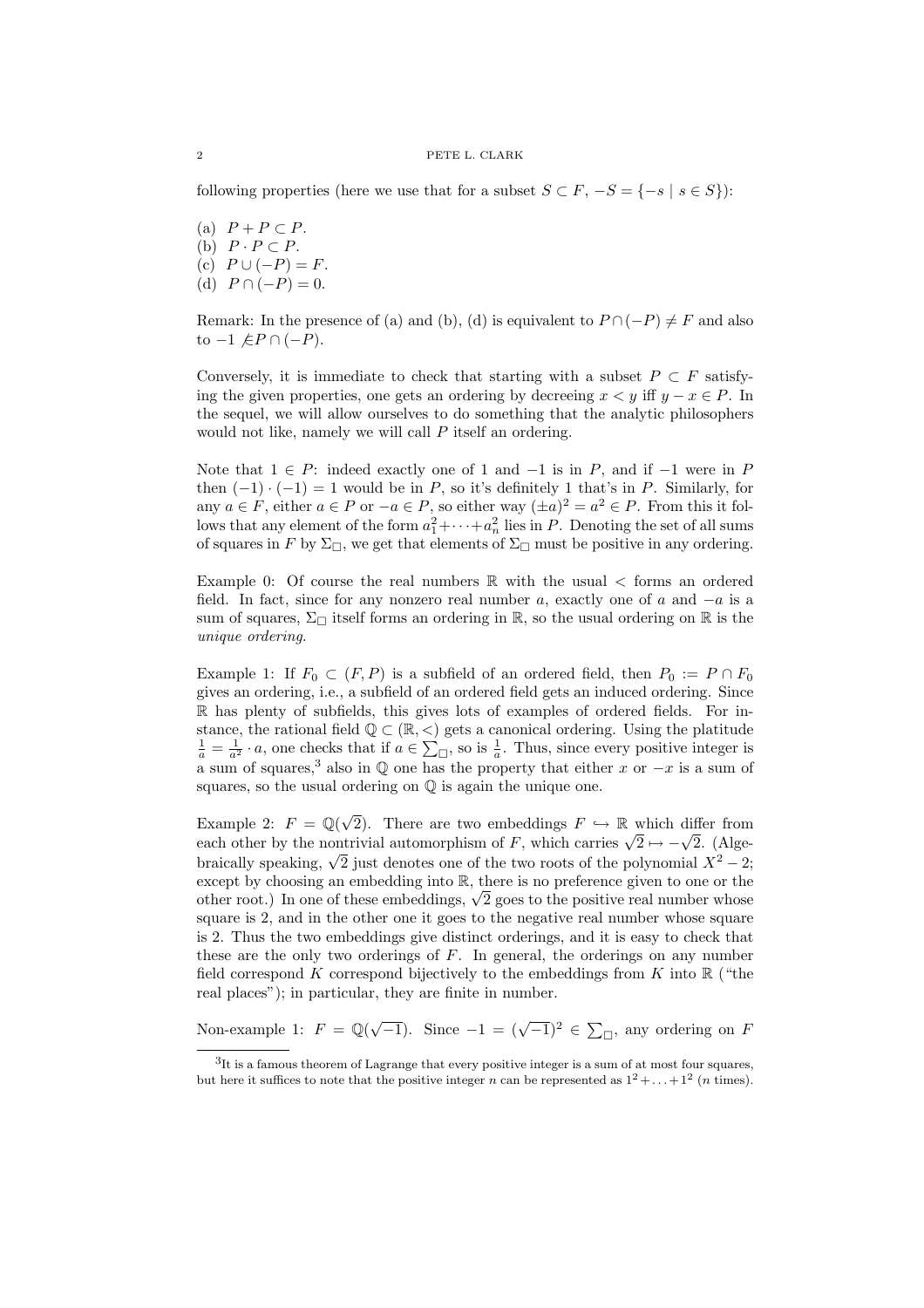following properties (here we use that for a subset $S \subset F$, $-S = \{-s \mid s \in S\}$):

(a) $P + P \subset P$.
(b) $P \cdot P \subset P$.
(c) $P \cup (-P) = F$.
(d) $P \cap (-P) = 0$.

Remark: In the presence of (a) and (b), (d) is equivalent to $P \cap (-P) \neq F$ and also to $-1 \not\in P \cap (-P)$.

Conversely, it is immediate to check that starting with a subset $P \subset F$ satisfying the given properties, one gets an ordering by decreeing $x < y$ iff $y - x \in P$. In the sequel, we will allow ourselves to do something that the analytic philosophers would not like, namely we will call $P$ itself an ordering.

Note that $1 \in P$: indeed exactly one of 1 and $-1$ is in $P$, and if $-1$ were in $P$ then $(-1) \cdot (-1) = 1$ would be in $P$, so it's definitely 1 that's in $P$. Similarly, for any $a \in F$, either $a \in P$ or $-a \in P$, so either way $(\pm a)^2 = a^2 \in P$. From this it follows that any element of the form $a_1^2 + \cdots + a_n^2$ lies in $P$. Denoting the set of all sums of squares in $F$ by $\Sigma_\square$, we get that elements of $\Sigma_\square$ must be positive in any ordering.

Example 0: Of course the real numbers $\mathbb{R}$ with the usual $<$ forms an ordered field. In fact, since for any nonzero real number $a$, exactly one of $a$ and $-a$ is a sum of squares, $\Sigma_\square$ itself forms an ordering in $\mathbb{R}$, so the usual ordering on $\mathbb{R}$ is the *unique ordering*.

Example 1: If $F_0 \subset (F, P)$ is a subfield of an ordered field, then $P_0 := P \cap F_0$ gives an ordering, i.e., a subfield of an ordered field gets an induced ordering. Since $\mathbb{R}$ has plenty of subfields, this gives lots of examples of ordered fields. For instance, the rational field $\mathbb{Q} \subset (\mathbb{R}, <)$ gets a canonical ordering. Using the platitude $\frac{1}{a} = \frac{1}{a^2} \cdot a$, one checks that if $a \in \sum_\square$, so is $\frac{1}{a}$. Thus, since every positive integer is a sum of squares,[3] also in $\mathbb{Q}$ one has the property that either $x$ or $-x$ is a sum of squares, so the usual ordering on $\mathbb{Q}$ is again the unique one.

Example 2: $F = \mathbb{Q}(\sqrt{2})$. There are two embeddings $F \hookrightarrow \mathbb{R}$ which differ from each other by the nontrivial automorphism of $F$, which carries $\sqrt{2} \mapsto -\sqrt{2}$. (Algebraically speaking, $\sqrt{2}$ just denotes one of the two roots of the polynomial $X^2 - 2$; except by choosing an embedding into $\mathbb{R}$, there is no preference given to one or the other root.) In one of these embeddings, $\sqrt{2}$ goes to the positive real number whose square is 2, and in the other one it goes to the negative real number whose square is 2. Thus the two embeddings give distinct orderings, and it is easy to check that these are the only two orderings of $F$. In general, the orderings on any number field correspond $K$ correspond bijectively to the embeddings from $K$ into $\mathbb{R}$ ("the real places"); in particular, they are finite in number.

Non-example 1: $F = \mathbb{Q}(\sqrt{-1})$. Since $-1 = (\sqrt{-1})^2 \in \sum_\square$, any ordering on $F$

[3] It is a famous theorem of Lagrange that every positive integer is a sum of at most four squares, but here it suffices to note that the positive integer $n$ can be represented as $1^2 + \ldots + 1^2$ ($n$ times).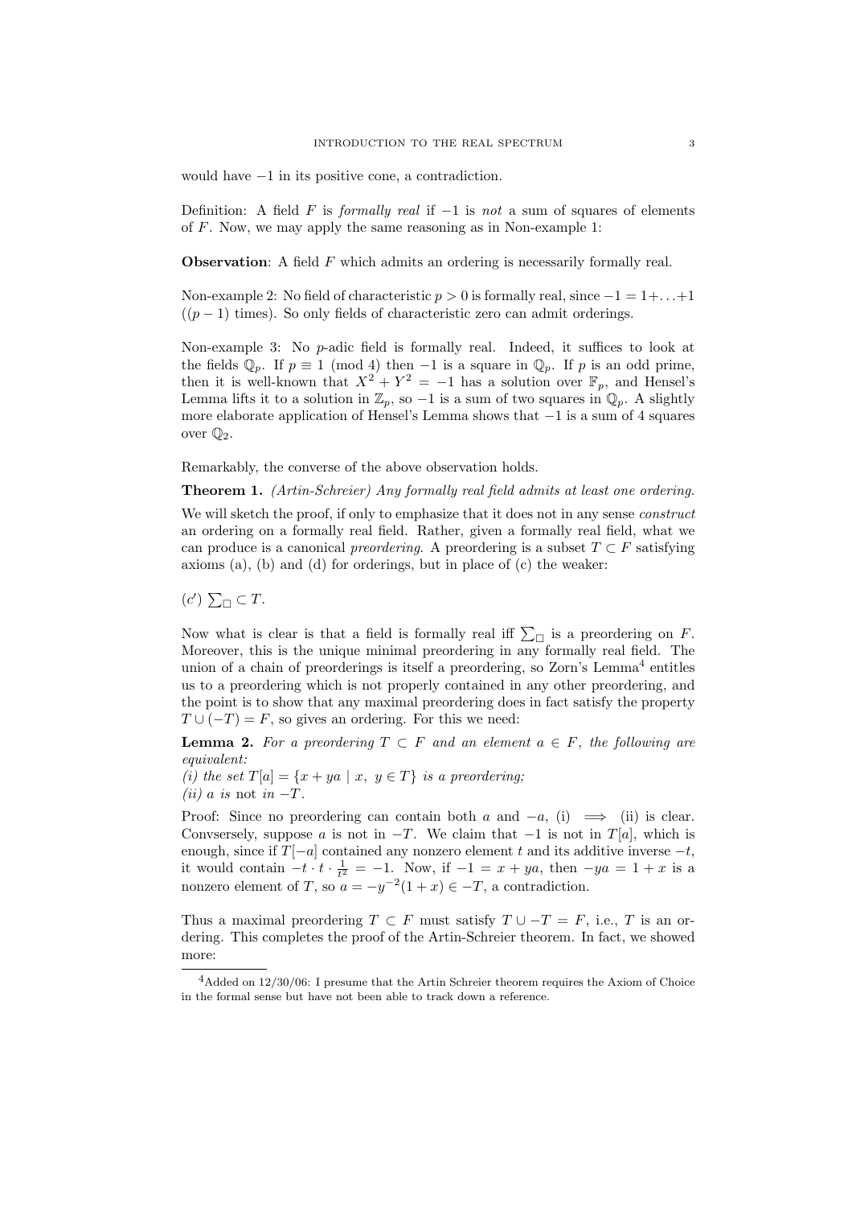would have $-1$ in its positive cone, a contradiction.

Definition: A field $F$ is *formally real* if $-1$ is *not* a sum of squares of elements of $F$. Now, we may apply the same reasoning as in Non-example 1:

**Observation**: A field $F$ which admits an ordering is necessarily formally real.

Non-example 2: No field of characteristic $p > 0$ is formally real, since $-1 = 1 + \ldots + 1$ ($(p-1)$ times). So only fields of characteristic zero can admit orderings.

Non-example 3: No $p$-adic field is formally real. Indeed, it suffices to look at the fields $\mathbb{Q}_p$. If $p \equiv 1 \pmod 4$ then $-1$ is a square in $\mathbb{Q}_p$. If $p$ is an odd prime, then it is well-known that $X^2 + Y^2 = -1$ has a solution over $\mathbb{F}_p$, and Hensel's Lemma lifts it to a solution in $\mathbb{Z}_p$, so $-1$ is a sum of two squares in $\mathbb{Q}_p$. A slightly more elaborate application of Hensel's Lemma shows that $-1$ is a sum of 4 squares over $\mathbb{Q}_2$.

Remarkably, the converse of the above observation holds.

**Theorem 1.** *(Artin-Schreier) Any formally real field admits at least one ordering.*

We will sketch the proof, if only to emphasize that it does not in any sense *construct* an ordering on a formally real field. Rather, given a formally real field, what we can produce is a canonical *preordering*. A preordering is a subset $T \subset F$ satisfying axioms (a), (b) and (d) for orderings, but in place of (c) the weaker:

$(c')$ $\sum_\square \subset T$.

Now what is clear is that a field is formally real iff $\sum_\square$ is a preordering on $F$. Moreover, this is the unique minimal preordering in any formally real field. The union of a chain of preorderings is itself a preordering, so Zorn's Lemma[4] entitles us to a preordering which is not properly contained in any other preordering, and the point is to show that any maximal preordering does in fact satisfy the property $T \cup (-T) = F$, so gives an ordering. For this we need:

**Lemma 2.** *For a preordering $T \subset F$ and an element $a \in F$, the following are equivalent:*
*(i) the set $T[a] = \{x + ya \mid x,\ y \in T\}$ is a preordering;*
*(ii) $a$ is* not *in $-T$.*

Proof: Since no preordering can contain both $a$ and $-a$, (i) $\implies$ (ii) is clear. Convsersely, suppose $a$ is not in $-T$. We claim that $-1$ is not in $T[a]$, which is enough, since if $T[-a]$ contained any nonzero element $t$ and its additive inverse $-t$, it would contain $-t \cdot t \cdot \frac{1}{t^2} = -1$. Now, if $-1 = x + ya$, then $-ya = 1 + x$ is a nonzero element of $T$, so $a = -y^{-2}(1+x) \in -T$, a contradiction.

Thus a maximal preordering $T \subset F$ must satisfy $T \cup -T = F$, i.e., $T$ is an ordering. This completes the proof of the Artin-Schreier theorem. In fact, we showed more:

[4] Added on 12/30/06: I presume that the Artin Schreier theorem requires the Axiom of Choice in the formal sense but have not been able to track down a reference.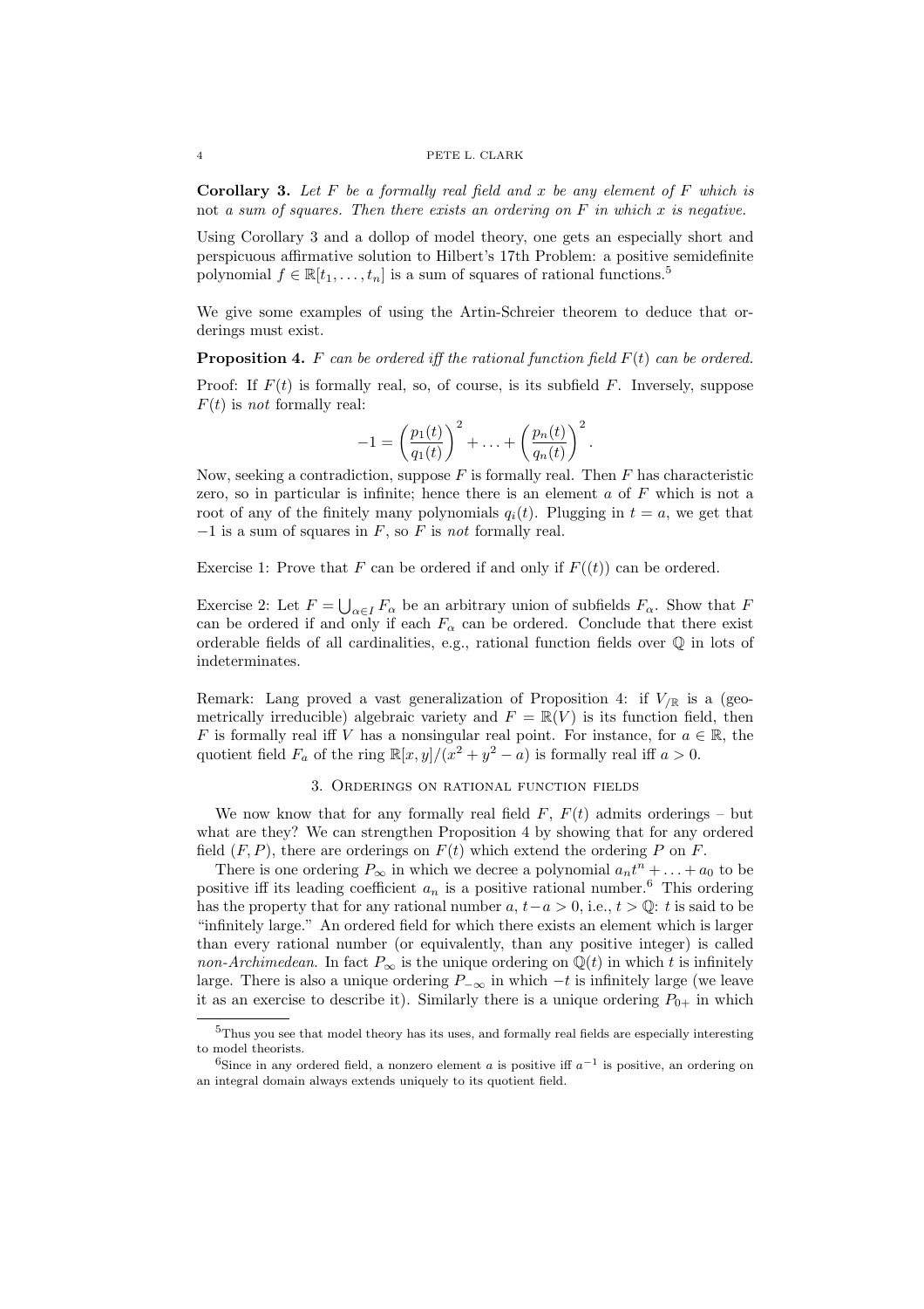**Corollary 3.** *Let $F$ be a formally real field and $x$ be any element of $F$ which is* not *a sum of squares. Then there exists an ordering on $F$ in which $x$ is negative.*

Using Corollary 3 and a dollop of model theory, one gets an especially short and perspicuous affirmative solution to Hilbert's 17th Problem: a positive semidefinite polynomial $f \in \mathbb{R}[t_1, \ldots, t_n]$ is a sum of squares of rational functions.[5]

We give some examples of using the Artin-Schreier theorem to deduce that orderings must exist.

**Proposition 4.** *$F$ can be ordered iff the rational function field $F(t)$ can be ordered.*

Proof: If $F(t)$ is formally real, so, of course, is its subfield $F$. Inversely, suppose $F(t)$ is *not* formally real:

$$-1 = \left(\frac{p_1(t)}{q_1(t)}\right)^2 + \ldots + \left(\frac{p_n(t)}{q_n(t)}\right)^2.$$

Now, seeking a contradiction, suppose $F$ is formally real. Then $F$ has characteristic zero, so in particular is infinite; hence there is an element $a$ of $F$ which is not a root of any of the finitely many polynomials $q_i(t)$. Plugging in $t = a$, we get that $-1$ is a sum of squares in $F$, so $F$ is *not* formally real.

Exercise 1: Prove that $F$ can be ordered if and only if $F((t))$ can be ordered.

Exercise 2: Let $F = \bigcup_{\alpha \in I} F_\alpha$ be an arbitrary union of subfields $F_\alpha$. Show that $F$ can be ordered if and only if each $F_\alpha$ can be ordered. Conclude that there exist orderable fields of all cardinalities, e.g., rational function fields over $\mathbb{Q}$ in lots of indeterminates.

Remark: Lang proved a vast generalization of Proposition 4: if $V_{/\mathbb{R}}$ is a (geometrically irreducible) algebraic variety and $F = \mathbb{R}(V)$ is its function field, then $F$ is formally real iff $V$ has a nonsingular real point. For instance, for $a \in \mathbb{R}$, the quotient field $F_a$ of the ring $\mathbb{R}[x,y]/(x^2 + y^2 - a)$ is formally real iff $a > 0$.

## 3. Orderings on rational function fields

We now know that for any formally real field $F$, $F(t)$ admits orderings – but what are they? We can strengthen Proposition 4 by showing that for any ordered field $(F, P)$, there are orderings on $F(t)$ which extend the ordering $P$ on $F$.

There is one ordering $P_\infty$ in which we decree a polynomial $a_n t^n + \ldots + a_0$ to be positive iff its leading coefficient $a_n$ is a positive rational number.[6] This ordering has the property that for any rational number $a$, $t - a > 0$, i.e., $t > \mathbb{Q}$: $t$ is said to be "infinitely large." An ordered field for which there exists an element which is larger than every rational number (or equivalently, than any positive integer) is called *non-Archimedean*. In fact $P_\infty$ is the unique ordering on $\mathbb{Q}(t)$ in which $t$ is infinitely large. There is also a unique ordering $P_{-\infty}$ in which $-t$ is infinitely large (we leave it as an exercise to describe it). Similarly there is a unique ordering $P_{0+}$ in which

[5] Thus you see that model theory has its uses, and formally real fields are especially interesting to model theorists.

[6] Since in any ordered field, a nonzero element $a$ is positive iff $a^{-1}$ is positive, an ordering on an integral domain always extends uniquely to its quotient field.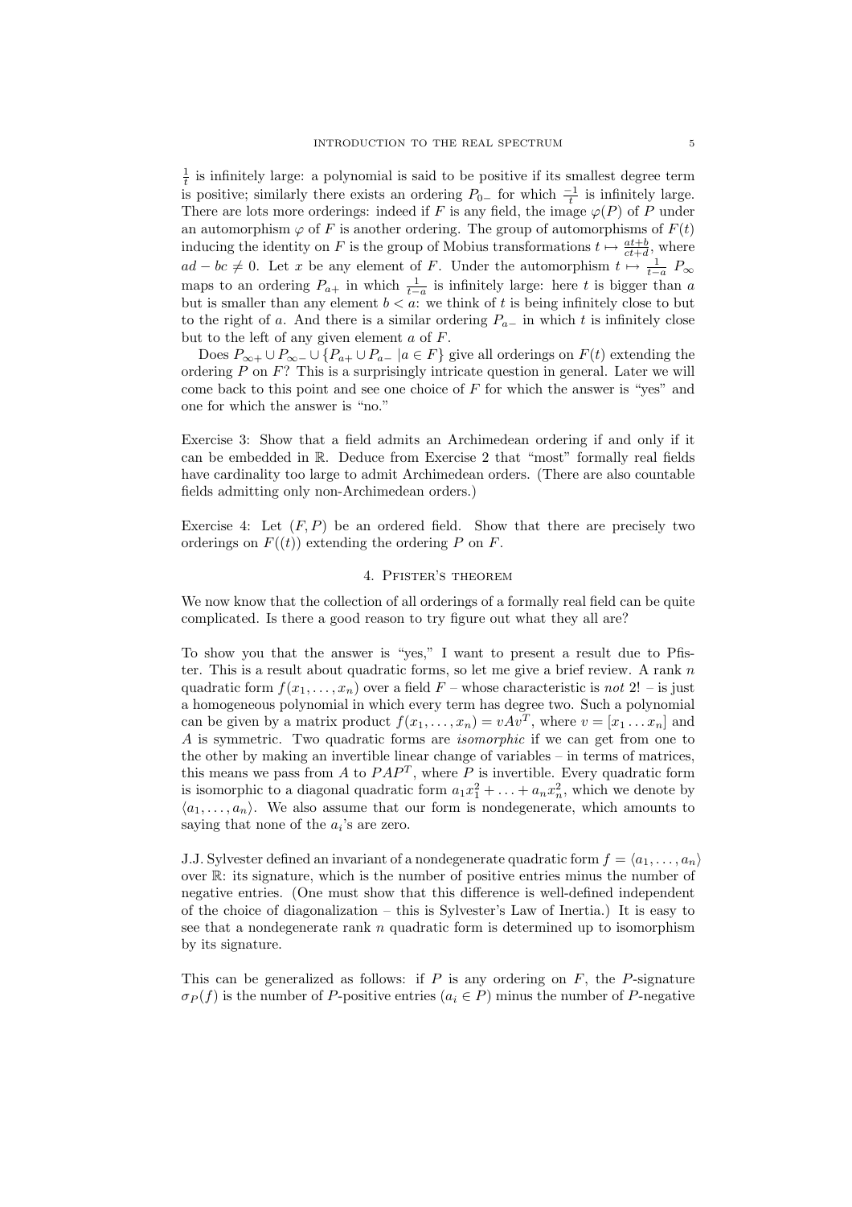$\frac{1}{t}$ is infinitely large: a polynomial is said to be positive if its smallest degree term is positive; similarly there exists an ordering $P_{0-}$ for which $\frac{-1}{t}$ is infinitely large. There are lots more orderings: indeed if $F$ is any field, the image $\varphi(P)$ of $P$ under an automorphism $\varphi$ of $F$ is another ordering. The group of automorphisms of $F(t)$ inducing the identity on $F$ is the group of Mobius transformations $t \mapsto \frac{at+b}{ct+d}$, where $ad - bc \neq 0$. Let $x$ be any element of $F$. Under the automorphism $t \mapsto \frac{1}{t-a}$ $P_\infty$ maps to an ordering $P_{a+}$ in which $\frac{1}{t-a}$ is infinitely large: here $t$ is bigger than $a$ but is smaller than any element $b < a$: we think of $t$ is being infinitely close to but to the right of $a$. And there is a similar ordering $P_{a-}$ in which $t$ is infinitely close but to the left of any given element $a$ of $F$.

Does $P_{\infty+} \cup P_{\infty-} \cup \{P_{a+} \cup P_{a-} \mid a \in F\}$ give all orderings on $F(t)$ extending the ordering $P$ on $F$? This is a surprisingly intricate question in general. Later we will come back to this point and see one choice of $F$ for which the answer is "yes" and one for which the answer is "no."

Exercise 3: Show that a field admits an Archimedean ordering if and only if it can be embedded in $\mathbb{R}$. Deduce from Exercise 2 that "most" formally real fields have cardinality too large to admit Archimedean orders. (There are also countable fields admitting only non-Archimedean orders.)

Exercise 4: Let $(F, P)$ be an ordered field. Show that there are precisely two orderings on $F((t))$ extending the ordering $P$ on $F$.

## 4. Pfister's theorem

We now know that the collection of all orderings of a formally real field can be quite complicated. Is there a good reason to try figure out what they all are?

To show you that the answer is "yes," I want to present a result due to Pfister. This is a result about quadratic forms, so let me give a brief review. A rank $n$ quadratic form $f(x_1, \ldots, x_n)$ over a field $F$ – whose characteristic is *not* 2! – is just a homogeneous polynomial in which every term has degree two. Such a polynomial can be given by a matrix product $f(x_1, \ldots, x_n) = vAv^T$, where $v = [x_1 \ldots x_n]$ and $A$ is symmetric. Two quadratic forms are *isomorphic* if we can get from one to the other by making an invertible linear change of variables – in terms of matrices, this means we pass from $A$ to $PAP^T$, where $P$ is invertible. Every quadratic form is isomorphic to a diagonal quadratic form $a_1x_1^2 + \ldots + a_nx_n^2$, which we denote by $\langle a_1, \ldots, a_n \rangle$. We also assume that our form is nondegenerate, which amounts to saying that none of the $a_i$'s are zero.

J.J. Sylvester defined an invariant of a nondegenerate quadratic form $f = \langle a_1, \ldots, a_n \rangle$ over $\mathbb{R}$: its signature, which is the number of positive entries minus the number of negative entries. (One must show that this difference is well-defined independent of the choice of diagonalization – this is Sylvester's Law of Inertia.) It is easy to see that a nondegenerate rank $n$ quadratic form is determined up to isomorphism by its signature.

This can be generalized as follows: if $P$ is any ordering on $F$, the $P$-signature $\sigma_P(f)$ is the number of $P$-positive entries ($a_i \in P$) minus the number of $P$-negative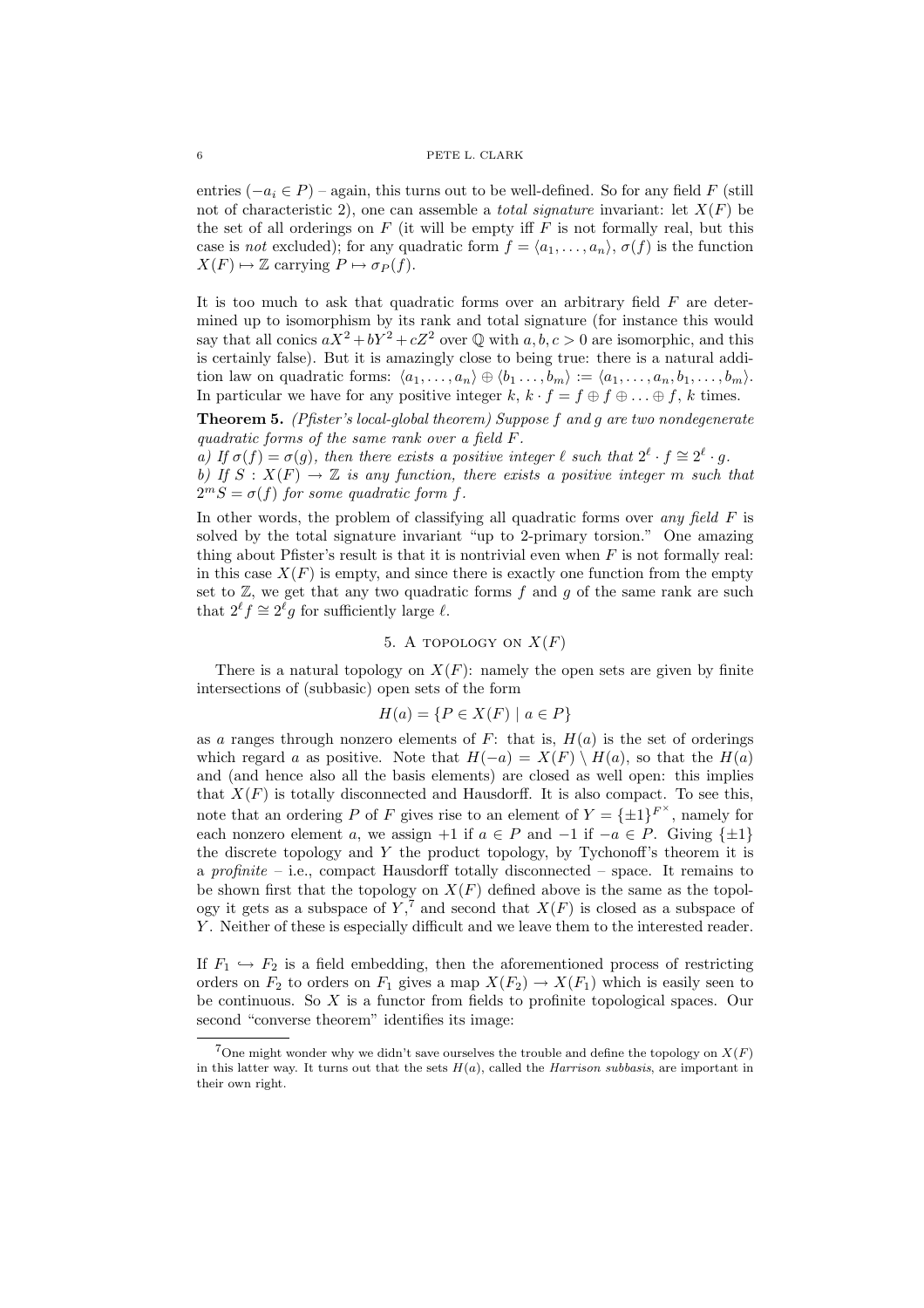entries ($-a_i \in P$) – again, this turns out to be well-defined. So for any field $F$ (still not of characteristic 2), one can assemble a *total signature* invariant: let $X(F)$ be the set of all orderings on $F$ (it will be empty iff $F$ is not formally real, but this case is *not* excluded); for any quadratic form $f = \langle a_1, \ldots, a_n \rangle$, $\sigma(f)$ is the function $X(F) \mapsto \mathbb{Z}$ carrying $P \mapsto \sigma_P(f)$.

It is too much to ask that quadratic forms over an arbitrary field $F$ are determined up to isomorphism by its rank and total signature (for instance this would say that all conics $aX^2 + bY^2 + cZ^2$ over $\mathbb{Q}$ with $a, b, c > 0$ are isomorphic, and this is certainly false). But it is amazingly close to being true: there is a natural addition law on quadratic forms: $\langle a_1, \ldots, a_n \rangle \oplus \langle b_1 \ldots, b_m \rangle := \langle a_1, \ldots, a_n, b_1, \ldots, b_m \rangle$. In particular we have for any positive integer $k$, $k \cdot f = f \oplus f \oplus \ldots \oplus f$, $k$ times.

**Theorem 5.** *(Pfister's local-global theorem) Suppose $f$ and $g$ are two nondegenerate quadratic forms of the same rank over a field $F$.*
*a) If $\sigma(f) = \sigma(g)$, then there exists a positive integer $\ell$ such that $2^\ell \cdot f \cong 2^\ell \cdot g$.*
*b) If $S : X(F) \to \mathbb{Z}$ is any function, there exists a positive integer $m$ such that $2^m S = \sigma(f)$ for some quadratic form $f$.*

In other words, the problem of classifying all quadratic forms over *any field* $F$ is solved by the total signature invariant "up to 2-primary torsion." One amazing thing about Pfister's result is that it is nontrivial even when $F$ is not formally real: in this case $X(F)$ is empty, and since there is exactly one function from the empty set to $\mathbb{Z}$, we get that any two quadratic forms $f$ and $g$ of the same rank are such that $2^\ell f \cong 2^\ell g$ for sufficiently large $\ell$.

## 5. A topology on $X(F)$

There is a natural topology on $X(F)$: namely the open sets are given by finite intersections of (subbasic) open sets of the form

$$H(a) = \{P \in X(F) \mid a \in P\}$$

as $a$ ranges through nonzero elements of $F$: that is, $H(a)$ is the set of orderings which regard $a$ as positive. Note that $H(-a) = X(F) \setminus H(a)$, so that the $H(a)$ and (and hence also all the basis elements) are closed as well open: this implies that $X(F)$ is totally disconnected and Hausdorff. It is also compact. To see this, note that an ordering $P$ of $F$ gives rise to an element of $Y = \{\pm 1\}^{F^\times}$, namely for each nonzero element $a$, we assign $+1$ if $a \in P$ and $-1$ if $-a \in P$. Giving $\{\pm 1\}$ the discrete topology and $Y$ the product topology, by Tychonoff's theorem it is a *profinite* – i.e., compact Hausdorff totally disconnected – space. It remains to be shown first that the topology on $X(F)$ defined above is the same as the topology it gets as a subspace of $Y$,[7] and second that $X(F)$ is closed as a subspace of $Y$. Neither of these is especially difficult and we leave them to the interested reader.

If $F_1 \hookrightarrow F_2$ is a field embedding, then the aforementioned process of restricting orders on $F_2$ to orders on $F_1$ gives a map $X(F_2) \to X(F_1)$ which is easily seen to be continuous. So $X$ is a functor from fields to profinite topological spaces. Our second "converse theorem" identifies its image:

[7] One might wonder why we didn't save ourselves the trouble and define the topology on $X(F)$ in this latter way. It turns out that the sets $H(a)$, called the *Harrison subbasis*, are important in their own right.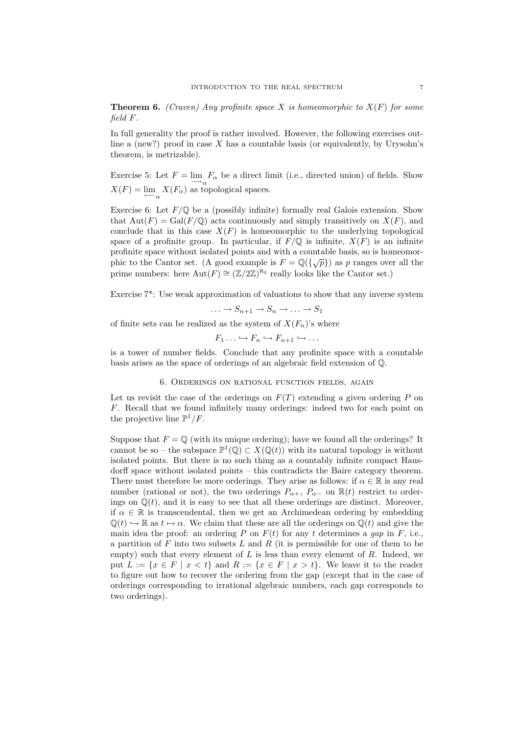**Theorem 6.** *(Craven) Any profinite space $X$ is homeomorphic to $X(F)$ for some field $F$.*

In full generality the proof is rather involved. However, the following exercises outline a (new?) proof in case $X$ has a countable basis (or equivalently, by Urysohn's theorem, is metrizable).

Exercise 5: Let $F = \varinjlim_\alpha F_\alpha$ be a direct limit (i.e., directed union) of fields. Show $X(F) = \varprojlim_\alpha X(F_\alpha)$ as topological spaces.

Exercise 6: Let $F/\mathbb{Q}$ be a (possibly infinite) formally real Galois extension. Show that $\text{Aut}(F) = \text{Gal}(F/\mathbb{Q})$ acts continuously and simply transitively on $X(F)$, and conclude that in this case $X(F)$ is homeomorphic to the underlying topological space of a profinite group. In particular, if $F/\mathbb{Q}$ is infinite, $X(F)$ is an infinite profinite space without isolated points and with a countable basis, so is homeomorphic to the Cantor set. (A good example is $F = \mathbb{Q}(\{\sqrt{p}\})$ as $p$ ranges over all the prime numbers: here $\text{Aut}(F) \cong (\mathbb{Z}/2\mathbb{Z})^{\aleph_0}$ really looks like the Cantor set.)

Exercise 7*: Use weak approximation of valuations to show that any inverse system

$$\ldots \to S_{n+1} \to S_n \to \ldots \to S_1$$

of finite sets can be realized as the system of $X(F_n)$'s where

$$F_1 \ldots \hookrightarrow F_n \hookrightarrow F_{n+1} \hookrightarrow \ldots$$

is a tower of number fields. Conclude that any profinite space with a countable basis arises as the space of orderings of an algebraic field extension of $\mathbb{Q}$.

## 6. Orderings on rational function fields, again

Let us revisit the case of the orderings on $F(T)$ extending a given ordering $P$ on $F$. Recall that we found infinitely many orderings: indeed two for each point on the projective line $\mathbb{P}^1/F$.

Suppose that $F = \mathbb{Q}$ (with its unique ordering); have we found all the orderings? It cannot be so – the subspace $\mathbb{P}^1(\mathbb{Q}) \subset X(\mathbb{Q}(t))$ with its natural topology is without isolated points. But there is no such thing as a countably infinite compact Hausdorff space without isolated points – this contradicts the Baire category theorem. There must therefore be more orderings. They arise as follows: if $\alpha \in \mathbb{R}$ is any real number (rational or not), the two orderings $P_{\alpha+}$, $P_{\alpha-}$ on $\mathbb{R}(t)$ restrict to orderings on $\mathbb{Q}(t)$, and it is easy to see that all these orderings are distinct. Moreover, if $\alpha \in \mathbb{R}$ is transcendental, then we get an Archimedean ordering by embedding $\mathbb{Q}(t) \hookrightarrow \mathbb{R}$ as $t \mapsto \alpha$. We claim that these are all the orderings on $\mathbb{Q}(t)$ and give the main idea the proof: an ordering $P$ on $F(t)$ for any $t$ determines a *gap* in $F$, i.e., a partition of $F$ into two subsets $L$ and $R$ (it is permissible for one of them to be empty) such that every element of $L$ is less than every element of $R$. Indeed, we put $L := \{x \in F \mid x < t\}$ and $R := \{x \in F \mid x > t\}$. We leave it to the reader to figure out how to recover the ordering from the gap (except that in the case of orderings corresponding to irrational algebraic numbers, each gap corresponds to two orderings).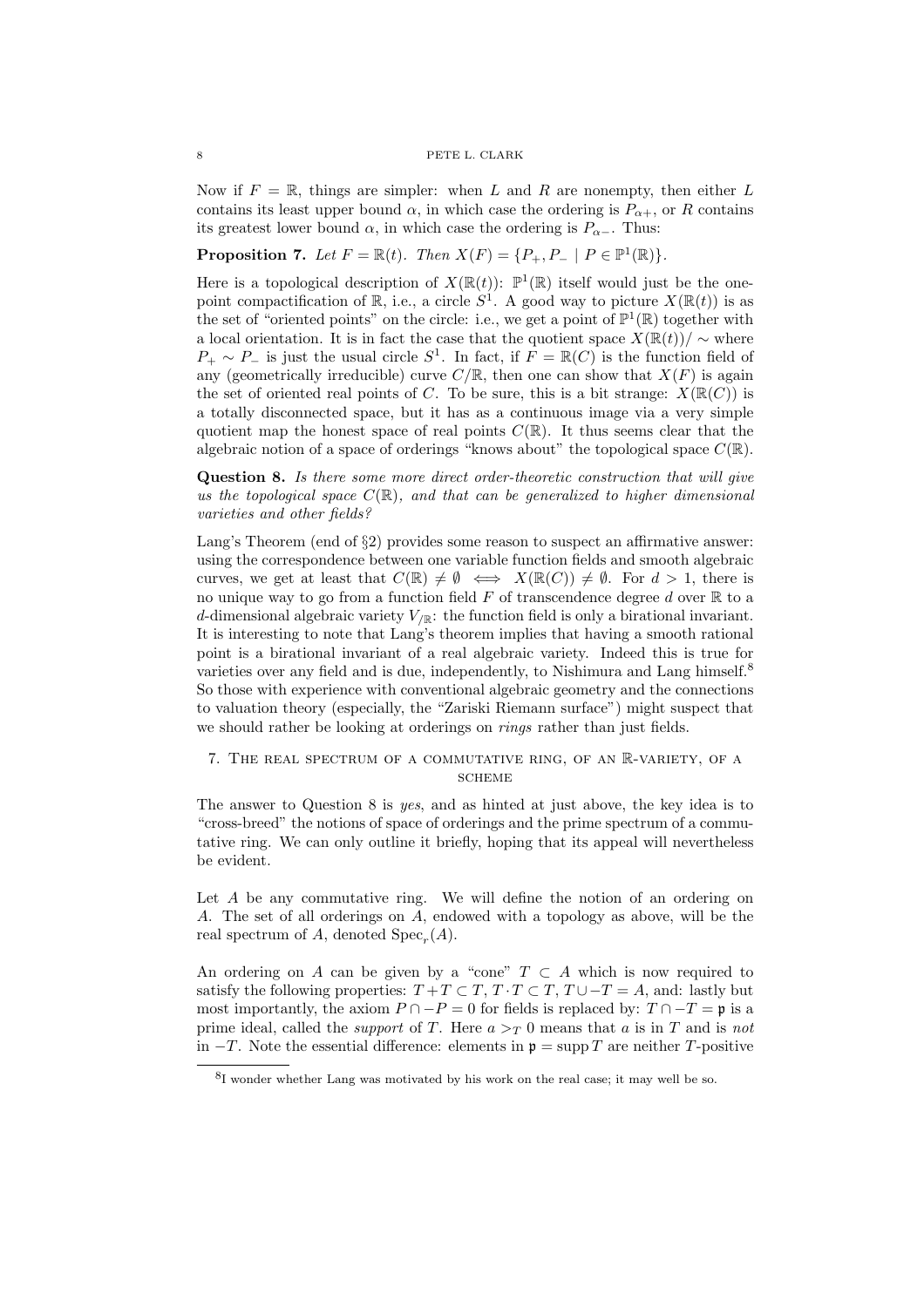Now if $F = \mathbb{R}$, things are simpler: when $L$ and $R$ are nonempty, then either $L$ contains its least upper bound $\alpha$, in which case the ordering is $P_{\alpha+}$, or $R$ contains its greatest lower bound $\alpha$, in which case the ordering is $P_{\alpha-}$. Thus:

**Proposition 7.** *Let $F = \mathbb{R}(t)$. Then $X(F) = \{P_+, P_- \mid P \in \mathbb{P}^1(\mathbb{R})\}$.*

Here is a topological description of $X(\mathbb{R}(t))$: $\mathbb{P}^1(\mathbb{R})$ itself would just be the one-point compactification of $\mathbb{R}$, i.e., a circle $S^1$. A good way to picture $X(\mathbb{R}(t))$ is as the set of "oriented points" on the circle: i.e., we get a point of $\mathbb{P}^1(\mathbb{R})$ together with a local orientation. It is in fact the case that the quotient space $X(\mathbb{R}(t))/\sim$ where $P_+ \sim P_-$ is just the usual circle $S^1$. In fact, if $F = \mathbb{R}(C)$ is the function field of any (geometrically irreducible) curve $C/\mathbb{R}$, then one can show that $X(F)$ is again the set of oriented real points of $C$. To be sure, this is a bit strange: $X(\mathbb{R}(C))$ is a totally disconnected space, but it has as a continuous image via a very simple quotient map the honest space of real points $C(\mathbb{R})$. It thus seems clear that the algebraic notion of a space of orderings "knows about" the topological space $C(\mathbb{R})$.

**Question 8.** *Is there some more direct order-theoretic construction that will give us the topological space $C(\mathbb{R})$, and that can be generalized to higher dimensional varieties and other fields?*

Lang's Theorem (end of §2) provides some reason to suspect an affirmative answer: using the correspondence between one variable function fields and smooth algebraic curves, we get at least that $C(\mathbb{R}) \neq \emptyset \iff X(\mathbb{R}(C)) \neq \emptyset$. For $d > 1$, there is no unique way to go from a function field $F$ of transcendence degree $d$ over $\mathbb{R}$ to a $d$-dimensional algebraic variety $V_{/\mathbb{R}}$: the function field is only a birational invariant. It is interesting to note that Lang's theorem implies that having a smooth rational point is a birational invariant of a real algebraic variety. Indeed this is true for varieties over any field and is due, independently, to Nishimura and Lang himself.[8] So those with experience with conventional algebraic geometry and the connections to valuation theory (especially, the "Zariski Riemann surface") might suspect that we should rather be looking at orderings on *rings* rather than just fields.

## 7. The real spectrum of a commutative ring, of an $\mathbb{R}$-variety, of a scheme

The answer to Question 8 is *yes*, and as hinted at just above, the key idea is to "cross-breed" the notions of space of orderings and the prime spectrum of a commutative ring. We can only outline it briefly, hoping that its appeal will nevertheless be evident.

Let $A$ be any commutative ring. We will define the notion of an ordering on $A$. The set of all orderings on $A$, endowed with a topology as above, will be the real spectrum of $A$, denoted $\operatorname{Spec}_r(A)$.

An ordering on $A$ can be given by a "cone" $T \subset A$ which is now required to satisfy the following properties: $T + T \subset T$, $T \cdot T \subset T$, $T \cup -T = A$, and: lastly but most importantly, the axiom $P \cap -P = 0$ for fields is replaced by: $T \cap -T = \mathfrak{p}$ is a prime ideal, called the *support* of $T$. Here $a >_T 0$ means that $a$ is in $T$ and is *not* in $-T$. Note the essential difference: elements in $\mathfrak{p} = \operatorname{supp} T$ are neither $T$-positive

[8] I wonder whether Lang was motivated by his work on the real case; it may well be so.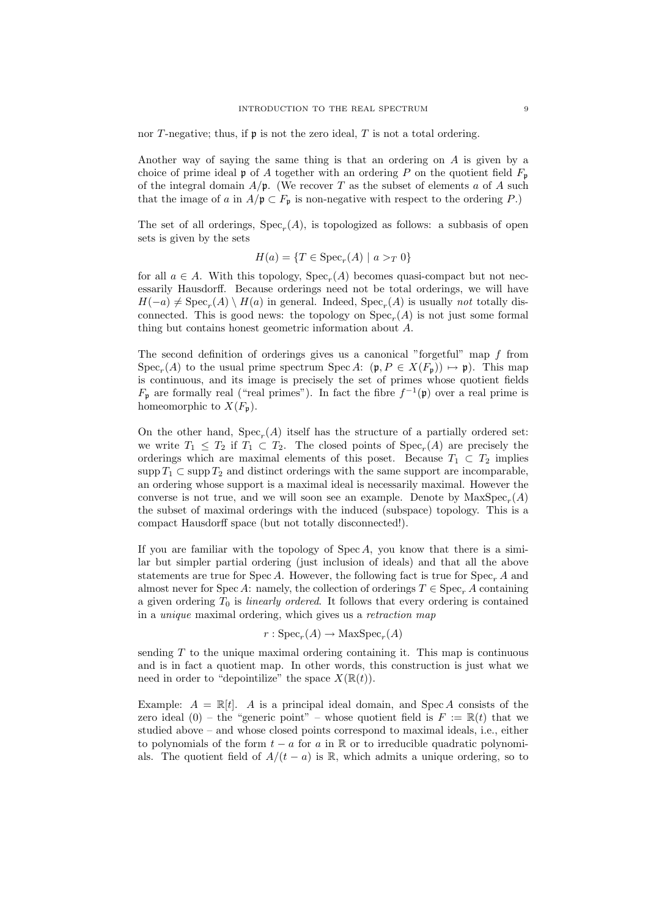nor $T$-negative; thus, if $\mathfrak{p}$ is not the zero ideal, $T$ is not a total ordering.

Another way of saying the same thing is that an ordering on $A$ is given by a choice of prime ideal $\mathfrak{p}$ of $A$ together with an ordering $P$ on the quotient field $F_{\mathfrak{p}}$ of the integral domain $A/\mathfrak{p}$. (We recover $T$ as the subset of elements $a$ of $A$ such that the image of $a$ in $A/\mathfrak{p} \subset F_{\mathfrak{p}}$ is non-negative with respect to the ordering $P$.)

The set of all orderings, $\operatorname{Spec}_r(A)$, is topologized as follows: a subbasis of open sets is given by the sets

$$H(a) = \{T \in \operatorname{Spec}_r(A) \mid a >_T 0\}$$

for all $a \in A$. With this topology, $\operatorname{Spec}_r(A)$ becomes quasi-compact but not necessarily Hausdorff. Because orderings need not be total orderings, we will have $H(-a) \neq \operatorname{Spec}_r(A) \setminus H(a)$ in general. Indeed, $\operatorname{Spec}_r(A)$ is usually *not* totally disconnected. This is good news: the topology on $\operatorname{Spec}_r(A)$ is not just some formal thing but contains honest geometric information about $A$.

The second definition of orderings gives us a canonical "forgetful" map $f$ from $\operatorname{Spec}_r(A)$ to the usual prime spectrum $\operatorname{Spec} A$: $(\mathfrak{p}, P \in X(F_{\mathfrak{p}})) \mapsto \mathfrak{p})$. This map is continuous, and its image is precisely the set of primes whose quotient fields $F_{\mathfrak{p}}$ are formally real ("real primes"). In fact the fibre $f^{-1}(\mathfrak{p})$ over a real prime is homeomorphic to $X(F_{\mathfrak{p}})$.

On the other hand, $\operatorname{Spec}_r(A)$ itself has the structure of a partially ordered set: we write $T_1 \leq T_2$ if $T_1 \subset T_2$. The closed points of $\operatorname{Spec}_r(A)$ are precisely the orderings which are maximal elements of this poset. Because $T_1 \subset T_2$ implies $\operatorname{supp} T_1 \subset \operatorname{supp} T_2$ and distinct orderings with the same support are incomparable, an ordering whose support is a maximal ideal is necessarily maximal. However the converse is not true, and we will soon see an example. Denote by $\operatorname{MaxSpec}_r(A)$ the subset of maximal orderings with the induced (subspace) topology. This is a compact Hausdorff space (but not totally disconnected!).

If you are familiar with the topology of $\operatorname{Spec} A$, you know that there is a similar but simpler partial ordering (just inclusion of ideals) and that all the above statements are true for $\operatorname{Spec} A$. However, the following fact is true for $\operatorname{Spec}_r A$ and almost never for $\operatorname{Spec} A$: namely, the collection of orderings $T \in \operatorname{Spec}_r A$ containing a given ordering $T_0$ is *linearly ordered*. It follows that every ordering is contained in a *unique* maximal ordering, which gives us a *retraction map*

$$r : \operatorname{Spec}_r(A) \to \operatorname{MaxSpec}_r(A)$$

sending $T$ to the unique maximal ordering containing it. This map is continuous and is in fact a quotient map. In other words, this construction is just what we need in order to "depointilize" the space $X(\mathbb{R}(t))$.

Example: $A = \mathbb{R}[t]$. $A$ is a principal ideal domain, and $\operatorname{Spec} A$ consists of the zero ideal $(0)$ – the "generic point" – whose quotient field is $F := \mathbb{R}(t)$ that we studied above – and whose closed points correspond to maximal ideals, i.e., either to polynomials of the form $t - a$ for $a$ in $\mathbb{R}$ or to irreducible quadratic polynomials. The quotient field of $A/(t - a)$ is $\mathbb{R}$, which admits a unique ordering, so to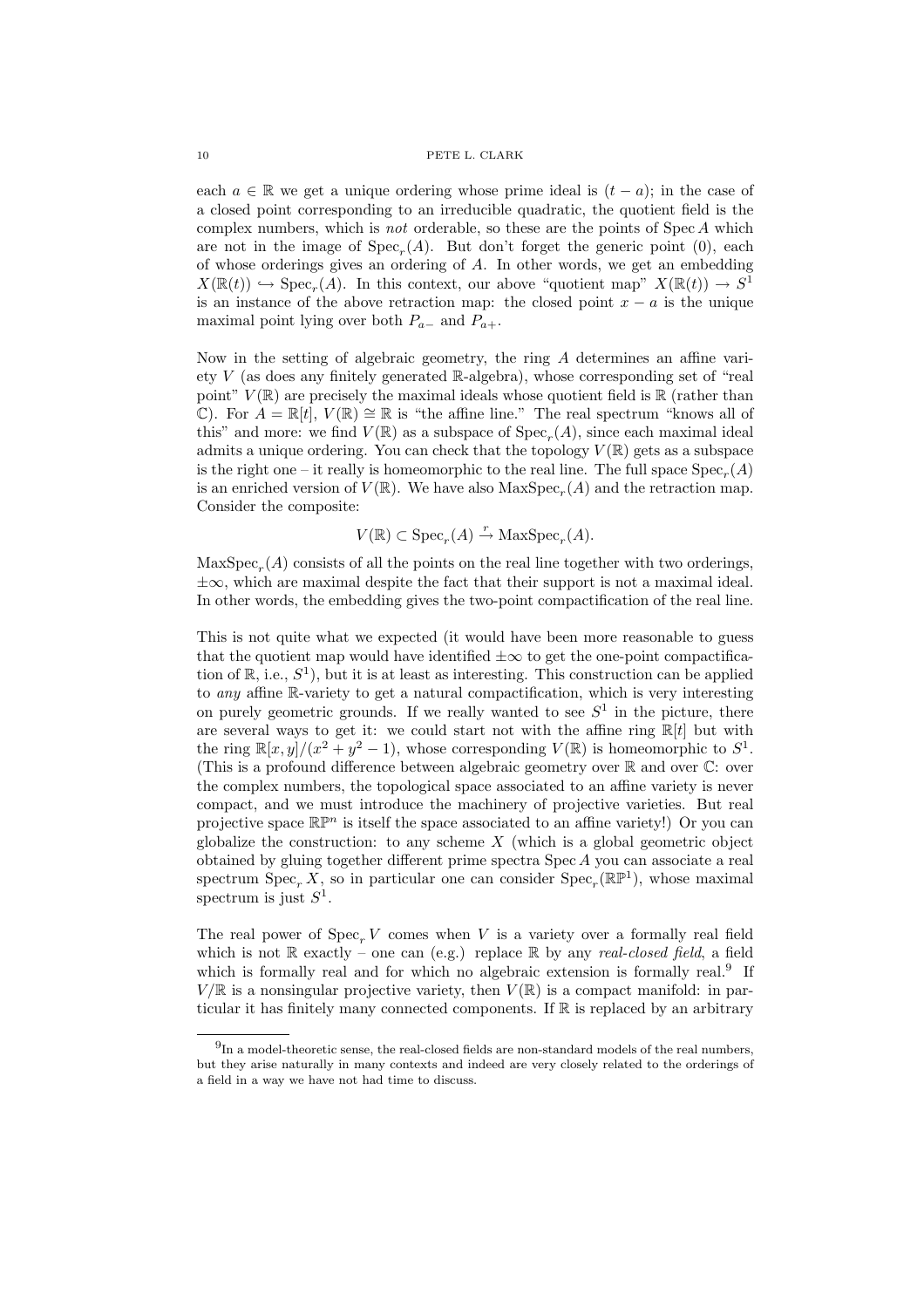each $a \in \mathbb{R}$ we get a unique ordering whose prime ideal is $(t - a)$; in the case of a closed point corresponding to an irreducible quadratic, the quotient field is the complex numbers, which is *not* orderable, so these are the points of $\operatorname{Spec} A$ which are not in the image of $\operatorname{Spec}_r(A)$. But don't forget the generic point $(0)$, each of whose orderings gives an ordering of $A$. In other words, we get an embedding $X(\mathbb{R}(t)) \hookrightarrow \operatorname{Spec}_r(A)$. In this context, our above "quotient map" $X(\mathbb{R}(t)) \to S^1$ is an instance of the above retraction map: the closed point $x - a$ is the unique maximal point lying over both $P_{a-}$ and $P_{a+}$.

Now in the setting of algebraic geometry, the ring $A$ determines an affine variety $V$ (as does any finitely generated $\mathbb{R}$-algebra), whose corresponding set of "real point" $V(\mathbb{R})$ are precisely the maximal ideals whose quotient field is $\mathbb{R}$ (rather than $\mathbb{C}$). For $A = \mathbb{R}[t]$, $V(\mathbb{R}) \cong \mathbb{R}$ is "the affine line." The real spectrum "knows all of this" and more: we find $V(\mathbb{R})$ as a subspace of $\operatorname{Spec}_r(A)$, since each maximal ideal admits a unique ordering. You can check that the topology $V(\mathbb{R})$ gets as a subspace is the right one – it really is homeomorphic to the real line. The full space $\operatorname{Spec}_r(A)$ is an enriched version of $V(\mathbb{R})$. We have also $\operatorname{MaxSpec}_r(A)$ and the retraction map. Consider the composite:

$$V(\mathbb{R}) \subset \operatorname{Spec}_r(A) \xrightarrow{r} \operatorname{MaxSpec}_r(A).$$

$\operatorname{MaxSpec}_r(A)$ consists of all the points on the real line together with two orderings, $\pm\infty$, which are maximal despite the fact that their support is not a maximal ideal. In other words, the embedding gives the two-point compactification of the real line.

This is not quite what we expected (it would have been more reasonable to guess that the quotient map would have identified $\pm\infty$ to get the one-point compactification of $\mathbb{R}$, i.e., $S^1$), but it is at least as interesting. This construction can be applied to *any* affine $\mathbb{R}$-variety to get a natural compactification, which is very interesting on purely geometric grounds. If we really wanted to see $S^1$ in the picture, there are several ways to get it: we could start not with the affine ring $\mathbb{R}[t]$ but with the ring $\mathbb{R}[x, y]/(x^2 + y^2 - 1)$, whose corresponding $V(\mathbb{R})$ is homeomorphic to $S^1$. (This is a profound difference between algebraic geometry over $\mathbb{R}$ and over $\mathbb{C}$: over the complex numbers, the topological space associated to an affine variety is never compact, and we must introduce the machinery of projective varieties. But real projective space $\mathbb{RP}^n$ is itself the space associated to an affine variety!) Or you can globalize the construction: to any scheme $X$ (which is a global geometric object obtained by gluing together different prime spectra $\operatorname{Spec} A$ you can associate a real spectrum $\operatorname{Spec}_r X$, so in particular one can consider $\operatorname{Spec}_r(\mathbb{RP}^1)$, whose maximal spectrum is just $S^1$.

The real power of $\operatorname{Spec}_r V$ comes when $V$ is a variety over a formally real field which is not $\mathbb{R}$ exactly – one can (e.g.) replace $\mathbb{R}$ by any *real-closed field*, a field which is formally real and for which no algebraic extension is formally real.[9] If $V/\mathbb{R}$ is a nonsingular projective variety, then $V(\mathbb{R})$ is a compact manifold: in particular it has finitely many connected components. If $\mathbb{R}$ is replaced by an arbitrary

[9]In a model-theoretic sense, the real-closed fields are non-standard models of the real numbers, but they arise naturally in many contexts and indeed are very closely related to the orderings of a field in a way we have not had time to discuss.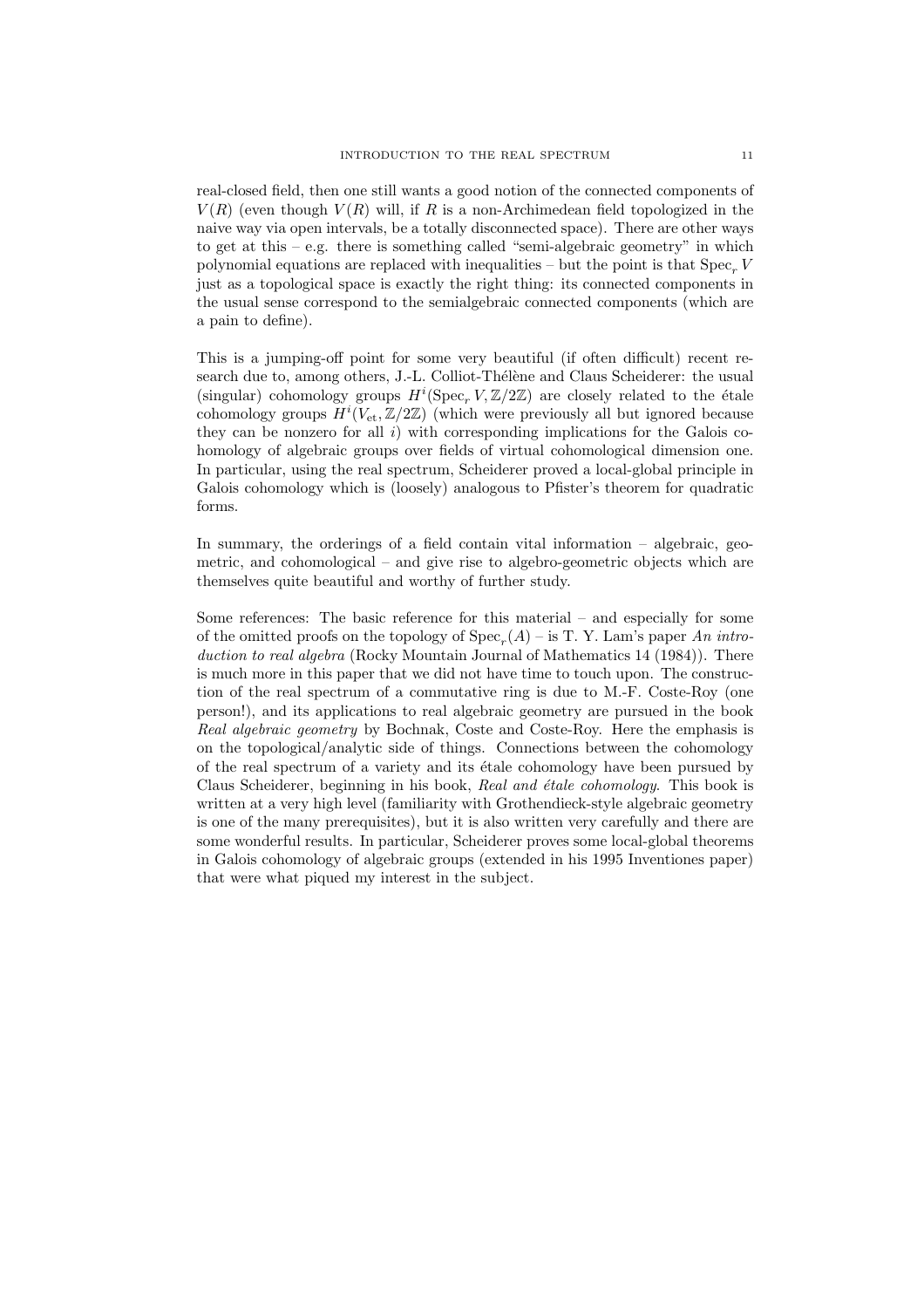real-closed field, then one still wants a good notion of the connected components of $V(R)$ (even though $V(R)$ will, if $R$ is a non-Archimedean field topologized in the naive way via open intervals, be a totally disconnected space). There are other ways to get at this – e.g. there is something called "semi-algebraic geometry" in which polynomial equations are replaced with inequalities – but the point is that $\operatorname{Spec}_r V$ just as a topological space is exactly the right thing: its connected components in the usual sense correspond to the semialgebraic connected components (which are a pain to define).

This is a jumping-off point for some very beautiful (if often difficult) recent research due to, among others, J.-L. Colliot-Thélène and Claus Scheiderer: the usual (singular) cohomology groups $H^i(\operatorname{Spec}_r V, \mathbb{Z}/2\mathbb{Z})$ are closely related to the étale cohomology groups $H^i(V_{\text{et}}, \mathbb{Z}/2\mathbb{Z})$ (which were previously all but ignored because they can be nonzero for all $i$) with corresponding implications for the Galois cohomology of algebraic groups over fields of virtual cohomological dimension one. In particular, using the real spectrum, Scheiderer proved a local-global principle in Galois cohomology which is (loosely) analogous to Pfister's theorem for quadratic forms.

In summary, the orderings of a field contain vital information – algebraic, geometric, and cohomological – and give rise to algebro-geometric objects which are themselves quite beautiful and worthy of further study.

Some references: The basic reference for this material – and especially for some of the omitted proofs on the topology of $\operatorname{Spec}_r(A)$ – is T. Y. Lam's paper *An introduction to real algebra* (Rocky Mountain Journal of Mathematics 14 (1984)). There is much more in this paper that we did not have time to touch upon. The construction of the real spectrum of a commutative ring is due to M.-F. Coste-Roy (one person!), and its applications to real algebraic geometry are pursued in the book *Real algebraic geometry* by Bochnak, Coste and Coste-Roy. Here the emphasis is on the topological/analytic side of things. Connections between the cohomology of the real spectrum of a variety and its étale cohomology have been pursued by Claus Scheiderer, beginning in his book, *Real and étale cohomology*. This book is written at a very high level (familiarity with Grothendieck-style algebraic geometry is one of the many prerequisites), but it is also written very carefully and there are some wonderful results. In particular, Scheiderer proves some local-global theorems in Galois cohomology of algebraic groups (extended in his 1995 Inventiones paper) that were what piqued my interest in the subject.